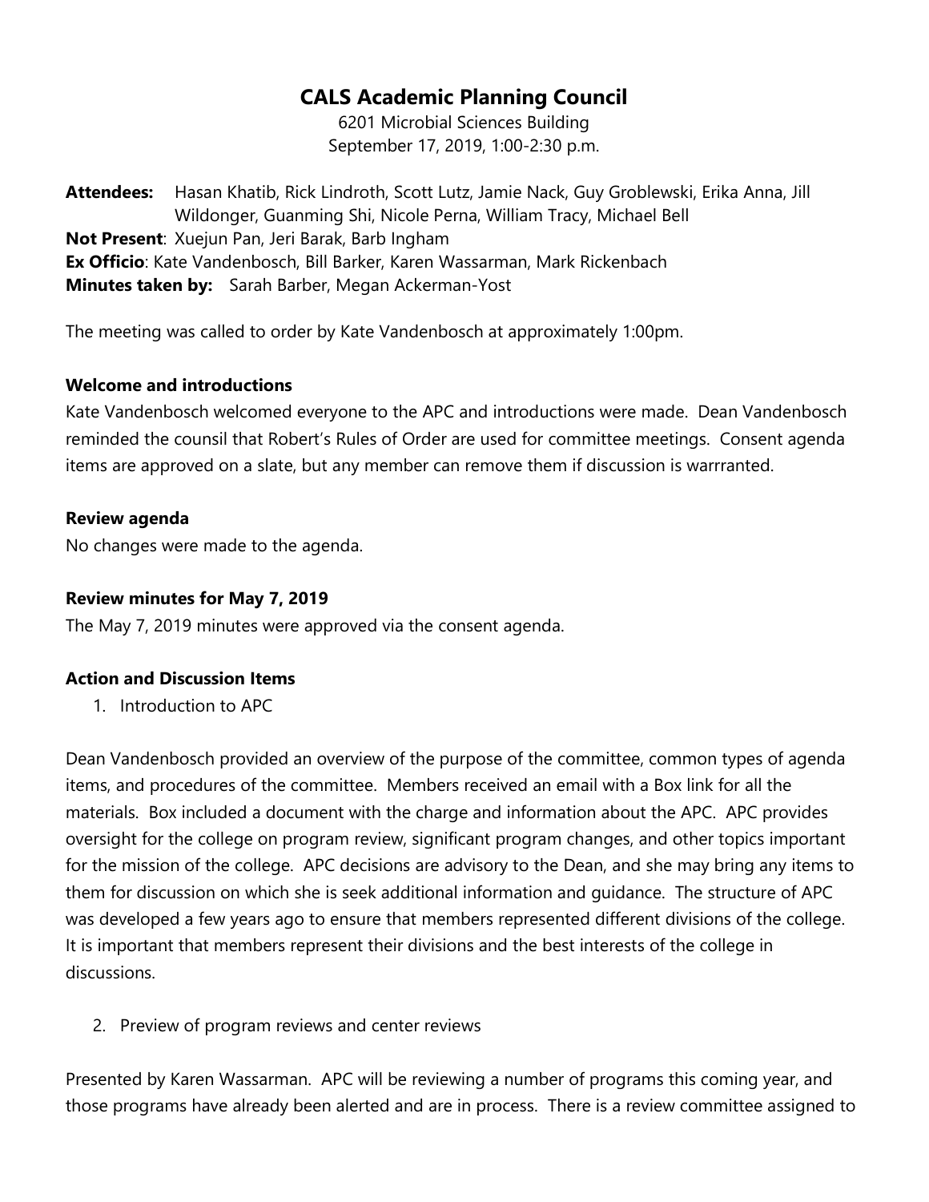# CALS Academic Planning Council

6201 Microbial Sciences Building
September 17, 2019, 1:00-2:30 p.m.

**Attendees:** Hasan Khatib, Rick Lindroth, Scott Lutz, Jamie Nack, Guy Groblewski, Erika Anna, Jill Wildonger, Guanming Shi, Nicole Perna, William Tracy, Michael Bell
**Not Present**: Xuejun Pan, Jeri Barak, Barb Ingham
**Ex Officio**: Kate Vandenbosch, Bill Barker, Karen Wassarman, Mark Rickenbach
**Minutes taken by:** Sarah Barber, Megan Ackerman-Yost

The meeting was called to order by Kate Vandenbosch at approximately 1:00pm.

**Welcome and introductions**

Kate Vandenbosch welcomed everyone to the APC and introductions were made. Dean Vandenbosch reminded the counsil that Robert's Rules of Order are used for committee meetings. Consent agenda items are approved on a slate, but any member can remove them if discussion is warrranted.

**Review agenda**

No changes were made to the agenda.

**Review minutes for May 7, 2019**

The May 7, 2019 minutes were approved via the consent agenda.

**Action and Discussion Items**

1. Introduction to APC

Dean Vandenbosch provided an overview of the purpose of the committee, common types of agenda items, and procedures of the committee. Members received an email with a Box link for all the materials. Box included a document with the charge and information about the APC. APC provides oversight for the college on program review, significant program changes, and other topics important for the mission of the college. APC decisions are advisory to the Dean, and she may bring any items to them for discussion on which she is seek additional information and guidance. The structure of APC was developed a few years ago to ensure that members represented different divisions of the college. It is important that members represent their divisions and the best interests of the college in discussions.

2. Preview of program reviews and center reviews

Presented by Karen Wassarman. APC will be reviewing a number of programs this coming year, and those programs have already been alerted and are in process. There is a review committee assigned to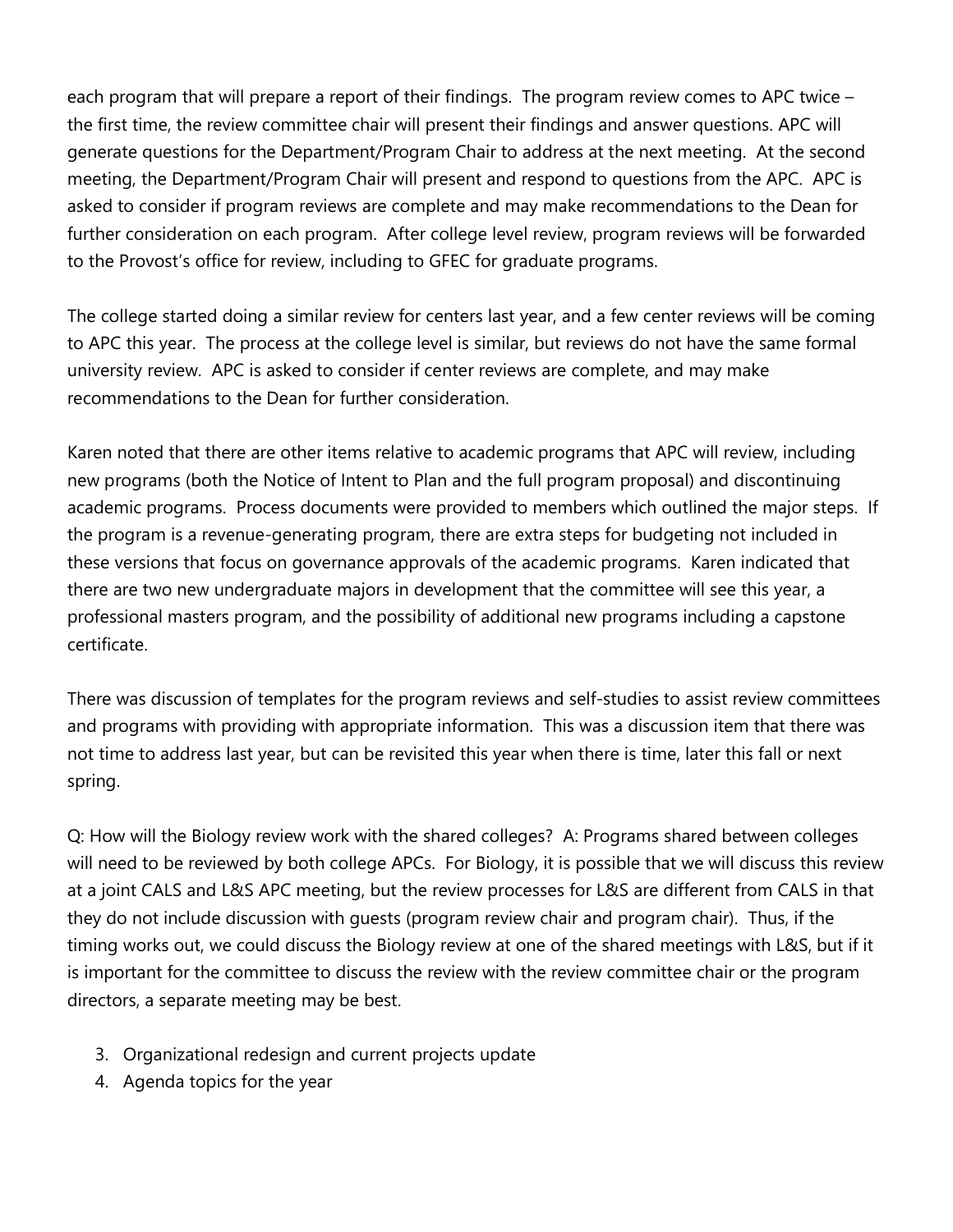each program that will prepare a report of their findings. The program review comes to APC twice – the first time, the review committee chair will present their findings and answer questions. APC will generate questions for the Department/Program Chair to address at the next meeting. At the second meeting, the Department/Program Chair will present and respond to questions from the APC. APC is asked to consider if program reviews are complete and may make recommendations to the Dean for further consideration on each program. After college level review, program reviews will be forwarded to the Provost's office for review, including to GFEC for graduate programs.

The college started doing a similar review for centers last year, and a few center reviews will be coming to APC this year. The process at the college level is similar, but reviews do not have the same formal university review. APC is asked to consider if center reviews are complete, and may make recommendations to the Dean for further consideration.

Karen noted that there are other items relative to academic programs that APC will review, including new programs (both the Notice of Intent to Plan and the full program proposal) and discontinuing academic programs. Process documents were provided to members which outlined the major steps. If the program is a revenue-generating program, there are extra steps for budgeting not included in these versions that focus on governance approvals of the academic programs. Karen indicated that there are two new undergraduate majors in development that the committee will see this year, a professional masters program, and the possibility of additional new programs including a capstone certificate.

There was discussion of templates for the program reviews and self-studies to assist review committees and programs with providing with appropriate information. This was a discussion item that there was not time to address last year, but can be revisited this year when there is time, later this fall or next spring.

Q: How will the Biology review work with the shared colleges? A: Programs shared between colleges will need to be reviewed by both college APCs. For Biology, it is possible that we will discuss this review at a joint CALS and L&S APC meeting, but the review processes for L&S are different from CALS in that they do not include discussion with guests (program review chair and program chair). Thus, if the timing works out, we could discuss the Biology review at one of the shared meetings with L&S, but if it is important for the committee to discuss the review with the review committee chair or the program directors, a separate meeting may be best.

3. Organizational redesign and current projects update
4. Agenda topics for the year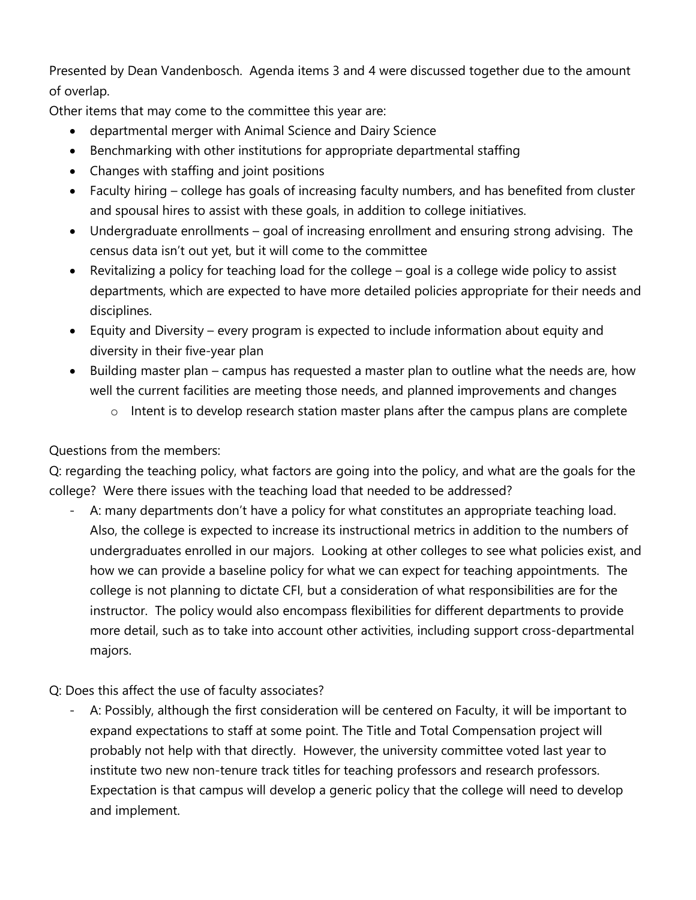Presented by Dean Vandenbosch. Agenda items 3 and 4 were discussed together due to the amount of overlap.

Other items that may come to the committee this year are:

- departmental merger with Animal Science and Dairy Science
- Benchmarking with other institutions for appropriate departmental staffing
- Changes with staffing and joint positions
- Faculty hiring – college has goals of increasing faculty numbers, and has benefited from cluster and spousal hires to assist with these goals, in addition to college initiatives.
- Undergraduate enrollments – goal of increasing enrollment and ensuring strong advising. The census data isn't out yet, but it will come to the committee
- Revitalizing a policy for teaching load for the college – goal is a college wide policy to assist departments, which are expected to have more detailed policies appropriate for their needs and disciplines.
- Equity and Diversity – every program is expected to include information about equity and diversity in their five-year plan
- Building master plan – campus has requested a master plan to outline what the needs are, how well the current facilities are meeting those needs, and planned improvements and changes
  - Intent is to develop research station master plans after the campus plans are complete

Questions from the members:

Q: regarding the teaching policy, what factors are going into the policy, and what are the goals for the college? Were there issues with the teaching load that needed to be addressed?

- A: many departments don't have a policy for what constitutes an appropriate teaching load. Also, the college is expected to increase its instructional metrics in addition to the numbers of undergraduates enrolled in our majors. Looking at other colleges to see what policies exist, and how we can provide a baseline policy for what we can expect for teaching appointments. The college is not planning to dictate CFI, but a consideration of what responsibilities are for the instructor. The policy would also encompass flexibilities for different departments to provide more detail, such as to take into account other activities, including support cross-departmental majors.

Q: Does this affect the use of faculty associates?

- A: Possibly, although the first consideration will be centered on Faculty, it will be important to expand expectations to staff at some point. The Title and Total Compensation project will probably not help with that directly. However, the university committee voted last year to institute two new non-tenure track titles for teaching professors and research professors. Expectation is that campus will develop a generic policy that the college will need to develop and implement.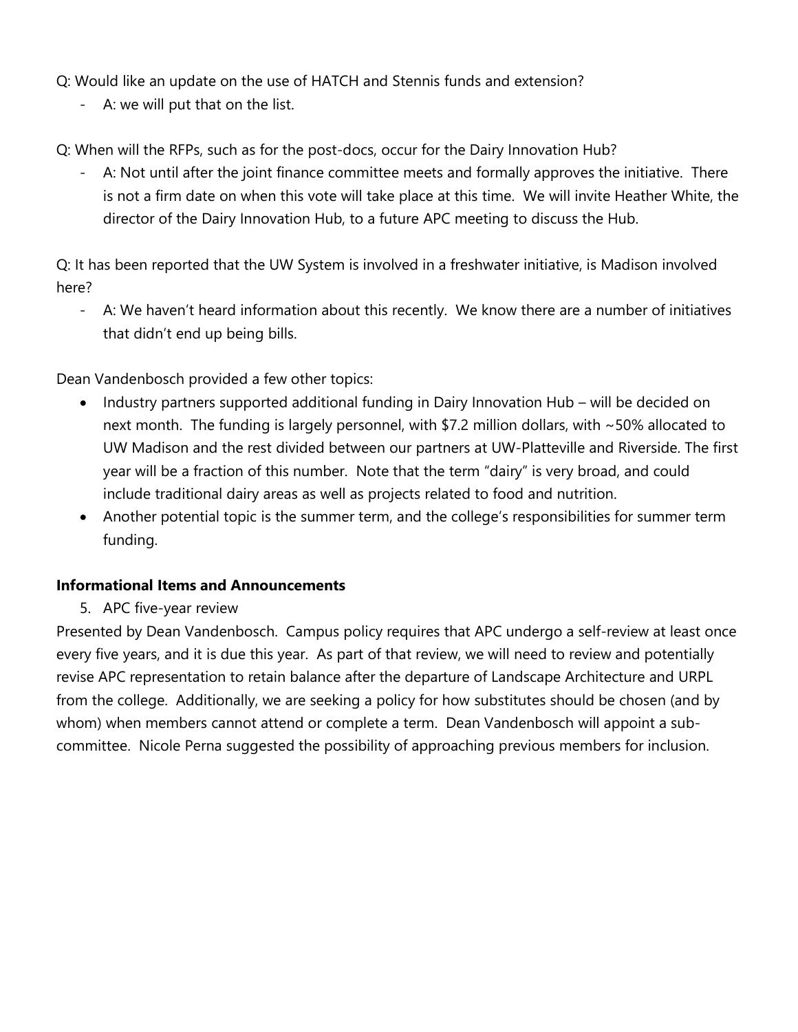Q: Would like an update on the use of HATCH and Stennis funds and extension?

- A: we will put that on the list.

Q: When will the RFPs, such as for the post-docs, occur for the Dairy Innovation Hub?

- A: Not until after the joint finance committee meets and formally approves the initiative. There is not a firm date on when this vote will take place at this time. We will invite Heather White, the director of the Dairy Innovation Hub, to a future APC meeting to discuss the Hub.

Q: It has been reported that the UW System is involved in a freshwater initiative, is Madison involved here?

- A: We haven't heard information about this recently. We know there are a number of initiatives that didn't end up being bills.

Dean Vandenbosch provided a few other topics:

- Industry partners supported additional funding in Dairy Innovation Hub – will be decided on next month. The funding is largely personnel, with $7.2 million dollars, with ~50% allocated to UW Madison and the rest divided between our partners at UW-Platteville and Riverside. The first year will be a fraction of this number. Note that the term "dairy" is very broad, and could include traditional dairy areas as well as projects related to food and nutrition.
- Another potential topic is the summer term, and the college's responsibilities for summer term funding.

**Informational Items and Announcements**

5. APC five-year review

Presented by Dean Vandenbosch. Campus policy requires that APC undergo a self-review at least once every five years, and it is due this year. As part of that review, we will need to review and potentially revise APC representation to retain balance after the departure of Landscape Architecture and URPL from the college. Additionally, we are seeking a policy for how substitutes should be chosen (and by whom) when members cannot attend or complete a term. Dean Vandenbosch will appoint a sub-committee. Nicole Perna suggested the possibility of approaching previous members for inclusion.